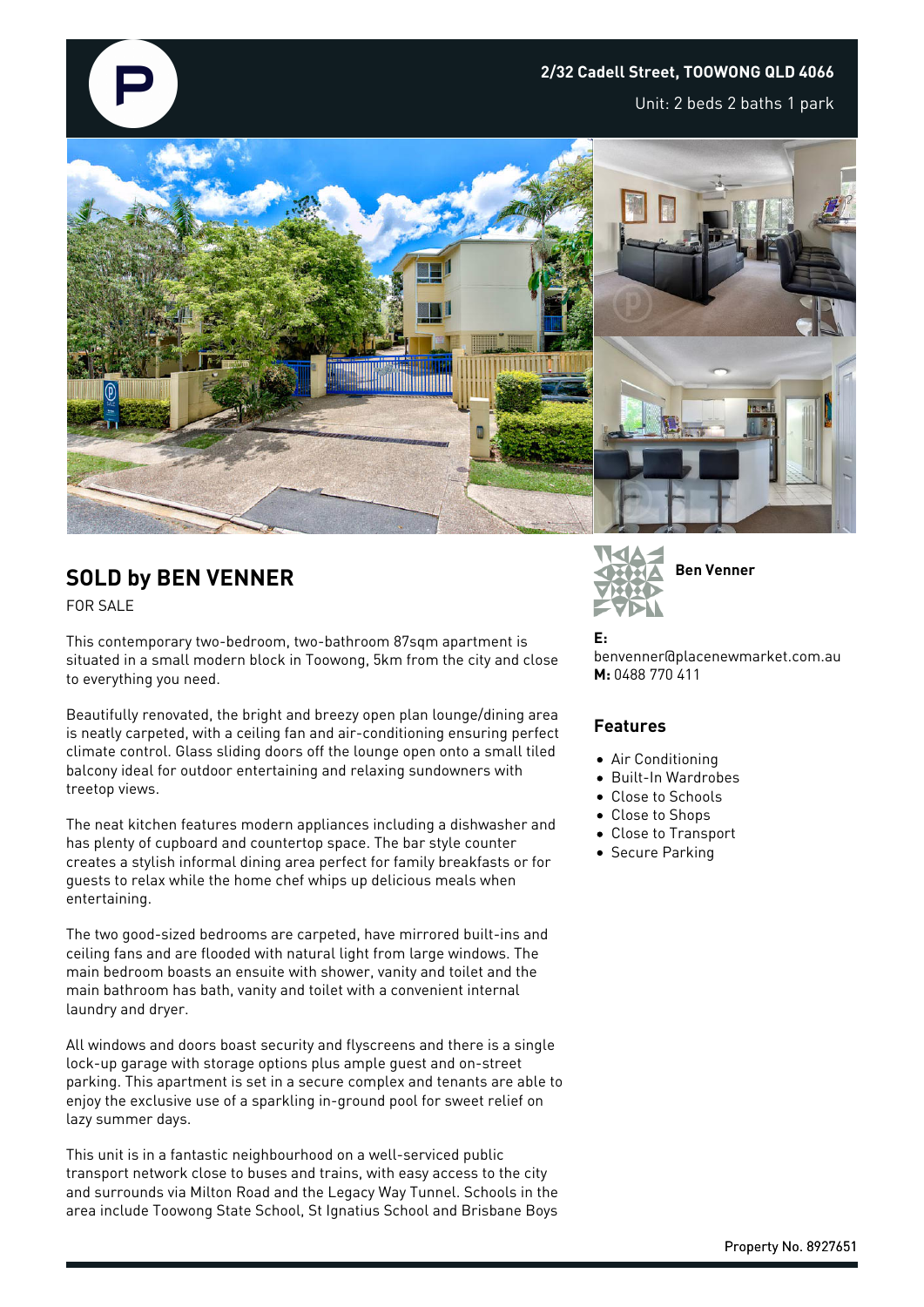**2/32 Cadell Street, TOOWONG QLD 4066**

Unit: 2 beds 2 baths 1 park

## SOLD by BEN VENNER

FOR SALE

This contemporary two-bedroom, two-bathroom 87sqm apartment is situated in a small modern block in Toowong, 5km from the city and close to everything you need.

Beautifully renovated, the bright and breezy open plan lounge/dining area is neatly carpeted, with a ceiling fan and air-conditioning ensuring perfect climate control. Glass sliding doors off the lounge open onto a small tiled balcony ideal for outdoor entertaining and relaxing sundowners with treetop views.

The neat kitchen features modern appliances including a dishwasher and has plenty of cupboard and countertop space. The bar style counter creates a stylish informal dining area perfect for family breakfasts or for guests to relax while the home chef whips up delicious meals when entertaining.

The two good-sized bedrooms are carpeted, have mirrored built-ins and ceiling fans and are flooded with natural light from large windows. The main bedroom boasts an ensuite with shower, vanity and toilet and the main bathroom has bath, vanity and toilet with a convenient internal laundry and dryer.

All windows and doors boast security and flyscreens and there is a single lock-up garage with storage options plus ample guest and on-street parking. This apartment is set in a secure complex and tenants are able to enjoy the exclusive use of a sparkling in-ground pool for sweet relief on lazy summer days.

This unit is in a fantastic neighbourhood on a well-serviced public transport network close to buses and trains, with easy access to the city and surrounds via Milton Road and the Legacy Way Tunnel. Schools in the area include Toowong State School, St Ignatius School and Brisbane Boys

**Ben Venner**

**E:** benvenner@placenewmarket.com.au
**M:** 0488 770 411

### Features

- Air Conditioning
- Built-In Wardrobes
- Close to Schools
- Close to Shops
- Close to Transport
- Secure Parking

Property No. 8927651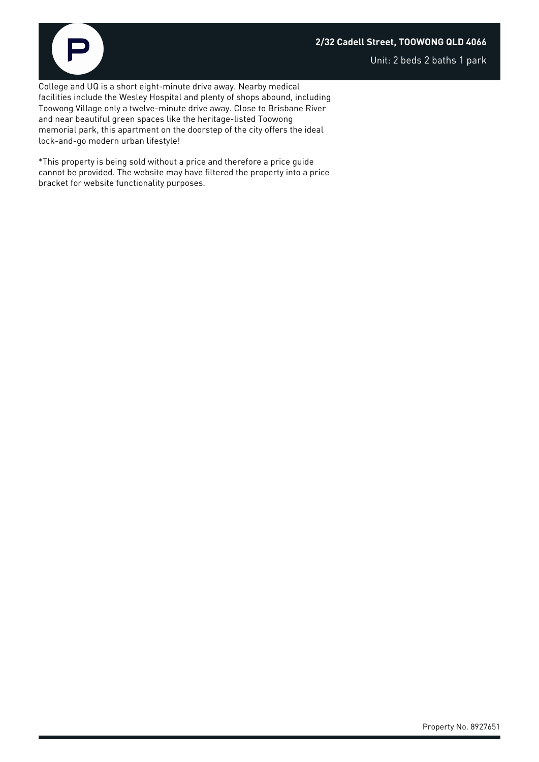College and UQ is a short eight-minute drive away. Nearby medical facilities include the Wesley Hospital and plenty of shops abound, including Toowong Village only a twelve-minute drive away. Close to Brisbane River and near beautiful green spaces like the heritage-listed Toowong memorial park, this apartment on the doorstep of the city offers the ideal lock-and-go modern urban lifestyle!

*This property is being sold without a price and therefore a price guide cannot be provided. The website may have filtered the property into a price bracket for website functionality purposes.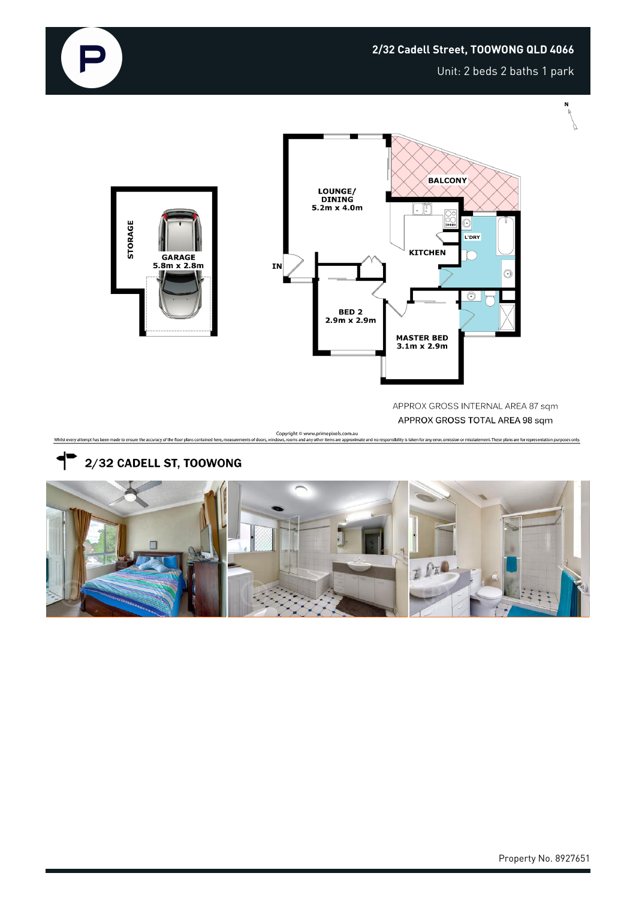## 2/32 Cadell Street, TOOWONG QLD 4066

Unit: 2 beds 2 baths 1 park

N

STORAGE

GARAGE
5.8m x 2.8m

LOUNGE/
DINING
5.2m x 4.0m

BALCONY

IN

KITCHEN

L'DRY

BED 2
2.9m x 2.9m

MASTER BED
3.1m x 2.9m

APPROX GROSS INTERNAL AREA 87 sqm

APPROX GROSS TOTAL AREA 98 sqm

Copyright © www.primepixels.com.au

Whilst every attempt has been made to ensure the accuracy of the floor plans contained here, measurements of doors, windows, rooms and any other items are approximate and no responsibility is taken for any error, omission or misstatement. These plans are for representation purposes only.

## 2/32 CADELL ST, TOOWONG

Property No. 8927651